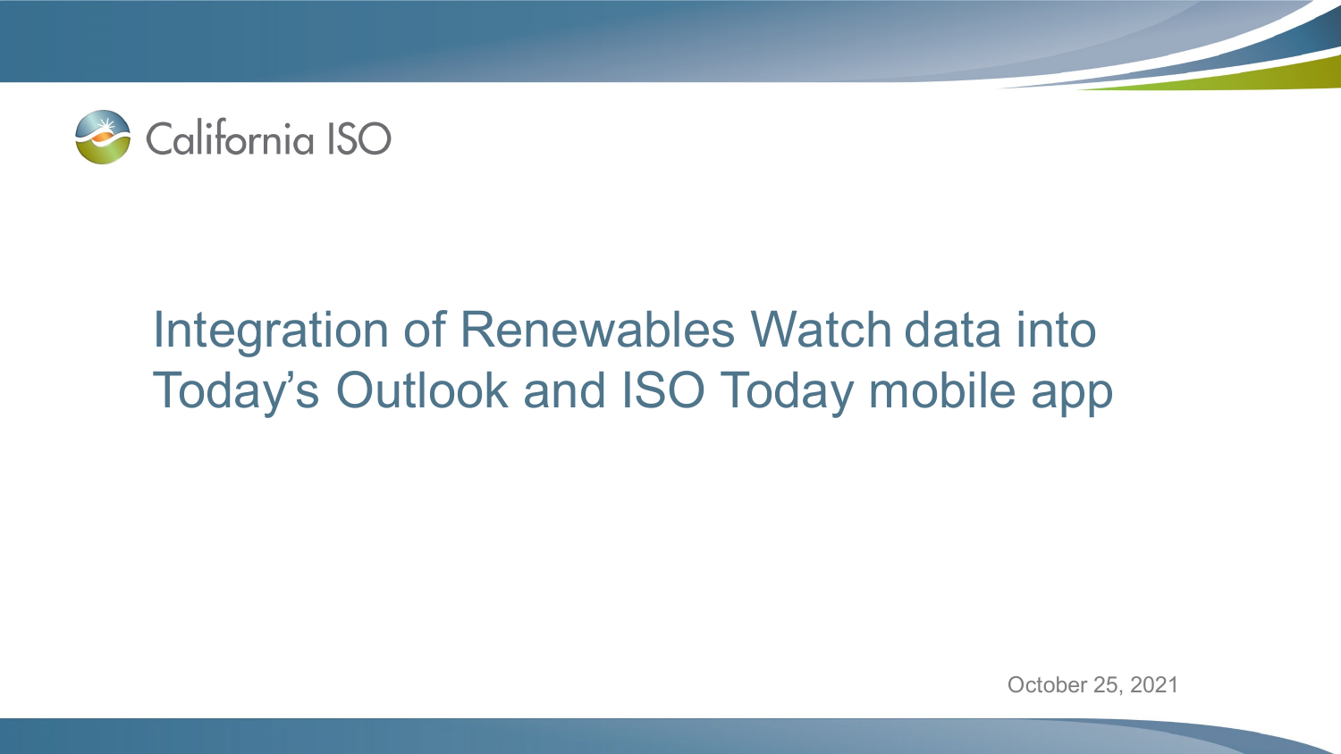California ISO

# Integration of Renewables Watch data into Today's Outlook and ISO Today mobile app

October 25, 2021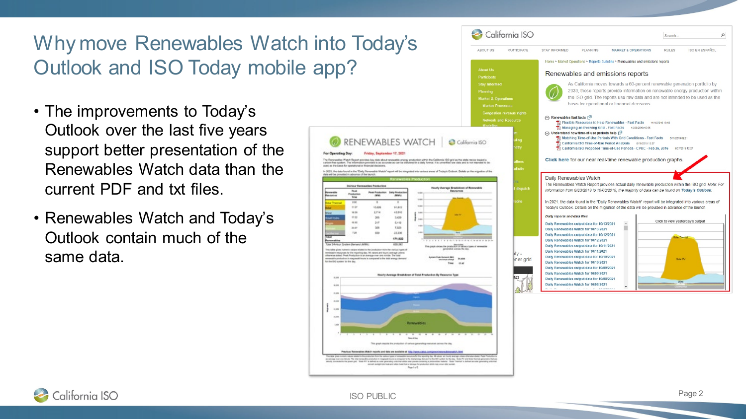# Why move Renewables Watch into Today's Outlook and ISO Today mobile app?

- The improvements to Today's Outlook over the last five years support better presentation of the Renewables Watch data than the current PDF and txt files.
- Renewables Watch and Today's Outlook contain much of the same data.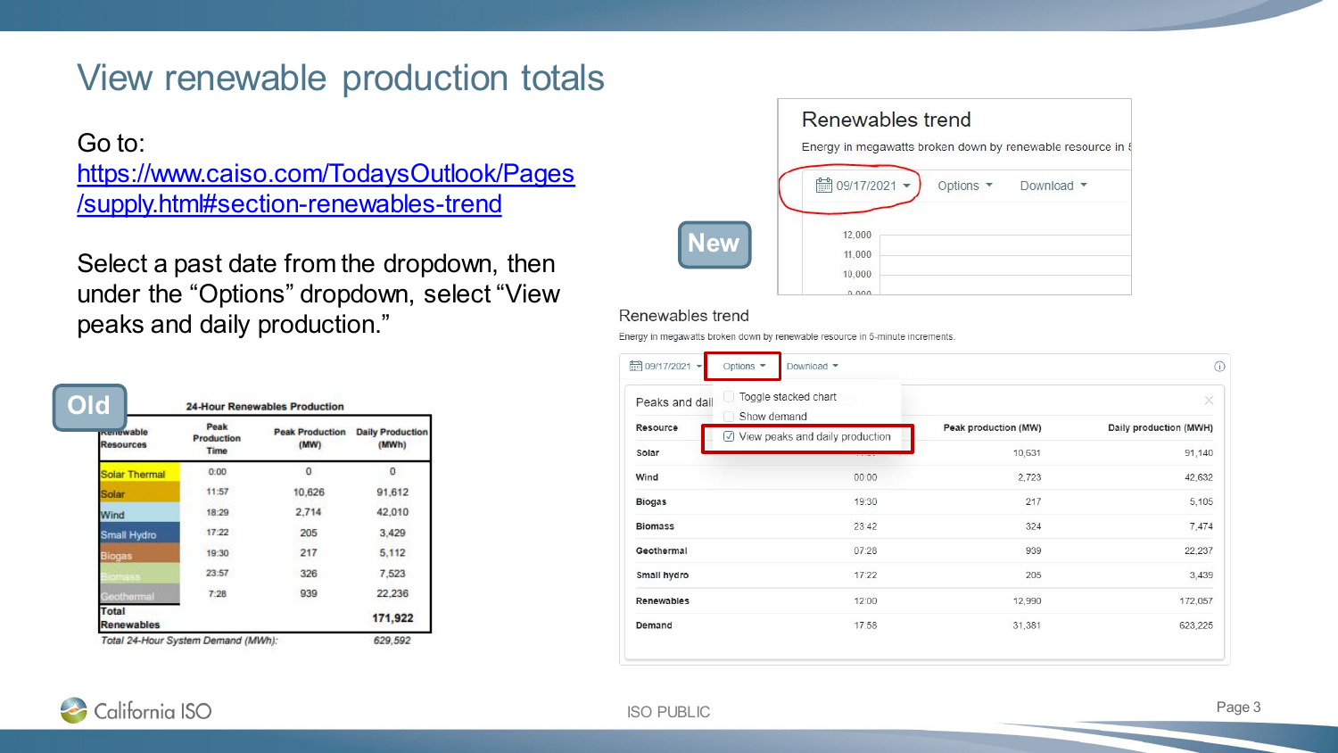# View renewable production totals

Go to:
https://www.caiso.com/TodaysOutlook/Pages/supply.html#section-renewables-trend

Select a past date from the dropdown, then under the "Options" dropdown, select "View peaks and daily production."

**Old**

24-Hour Renewables Production

| Renewable Resources | Peak Production Time | Peak Production (MW) | Daily Production (MWh) |
|---|---|---|---|
| Solar Thermal | 0:00 | 0 | 0 |
| Solar | 11:57 | 10,626 | 91,612 |
| Wind | 18:29 | 2,714 | 42,010 |
| Small Hydro | 17:22 | 205 | 3,429 |
| Biogas | 19:30 | 217 | 5,112 |
| Biomass | 23:57 | 326 | 7,523 |
| Geothermal | 7:28 | 939 | 22,236 |
| Total Renewables | | | 171,922 |

*Total 24-Hour System Demand (MWh):* 629,592

**New**

Renewables trend

Energy in megawatts broken down by renewable resource in 5-minute increments.

09/17/2021 | Options | Download

Options: Toggle stacked chart; Show demand; View peaks and daily production

Peaks and daily production

| Resource | Peak time | Peak production (MW) | Daily production (MWH) |
|---|---|---|---|
| Solar | | 10,631 | 91,140 |
| Wind | 00:00 | 2,723 | 42,632 |
| Biogas | 19:30 | 217 | 5,105 |
| Biomass | 23:42 | 324 | 7,474 |
| Geothermal | 07:28 | 939 | 22,237 |
| Small hydro | 17:22 | 205 | 3,439 |
| Renewables | 12:00 | 12,990 | 172,057 |
| Demand | 17:58 | 31,381 | 623,225 |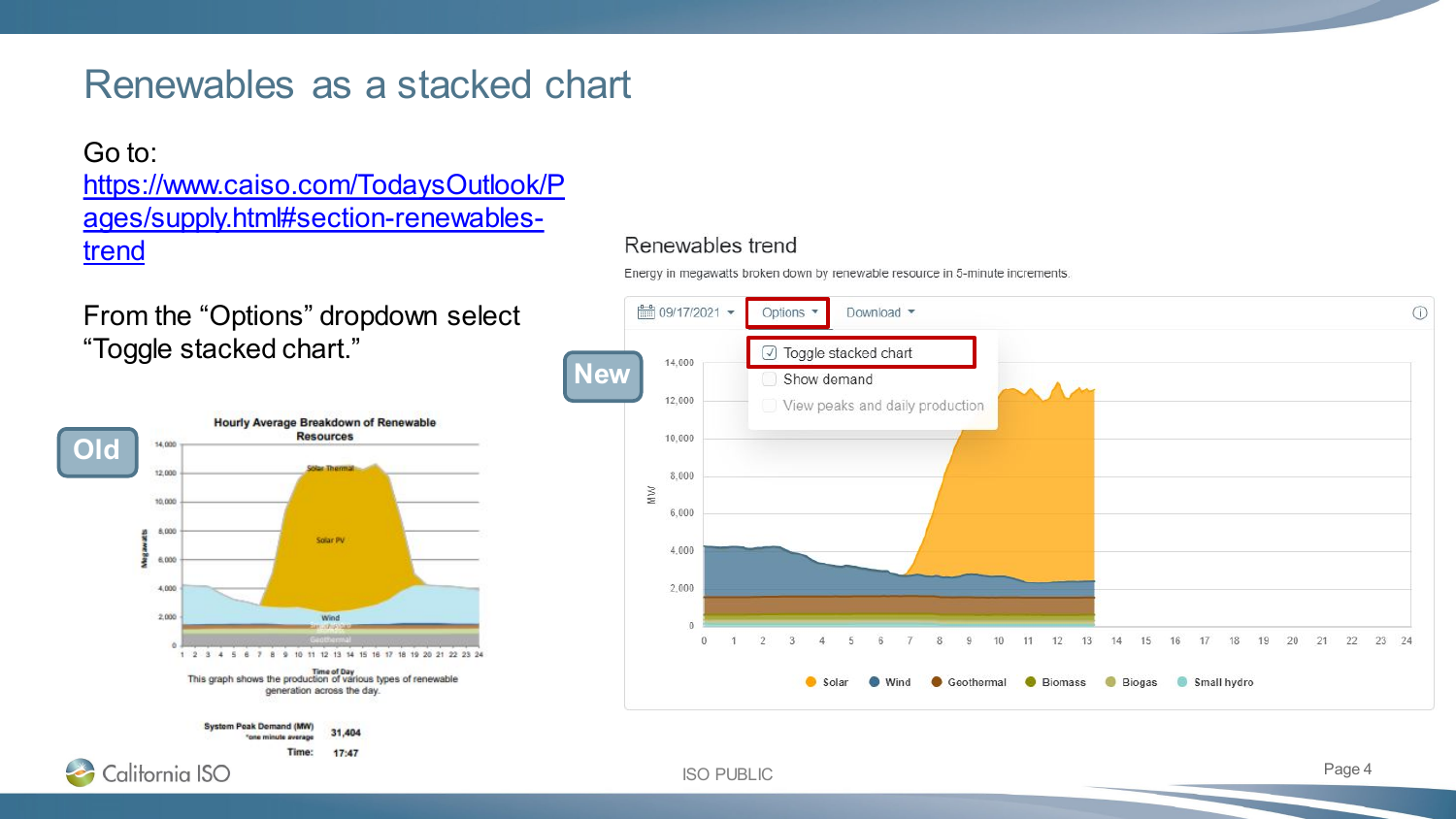# Renewables as a stacked chart

Go to:
https://www.caiso.com/TodaysOutlook/Pages/supply.html#section-renewables-trend

From the "Options" dropdown select "Toggle stacked chart."

Old

Hourly Average Breakdown of Renewable Resources

Megawatts

14,000
12,000
10,000
8,000
6,000
4,000
2,000
0

Solar Thermal
Solar PV
Wind
Geothermal

1 2 3 4 5 6 7 8 9 10 11 12 13 14 15 16 17 18 19 20 21 22 23 24

Time of Day

This graph shows the production of various types of renewable generation across the day.

System Peak Demand (MW) 31,404
*one minute average

Time: 17:47

New

Renewables trend

Energy in megawatts broken down by renewable resource in 5-minute increments.

09/17/2021 | Options | Download

Toggle stacked chart
Show demand
View peaks and daily production

MW

14,000
12,000
10,000
8,000
6,000
4,000
2,000
0

0 1 2 3 4 5 6 7 8 9 10 11 12 13 14 15 16 17 18 19 20 21 22 23 24

Solar | Wind | Geothermal | Biomass | Biogas | Small hydro

ISO PUBLIC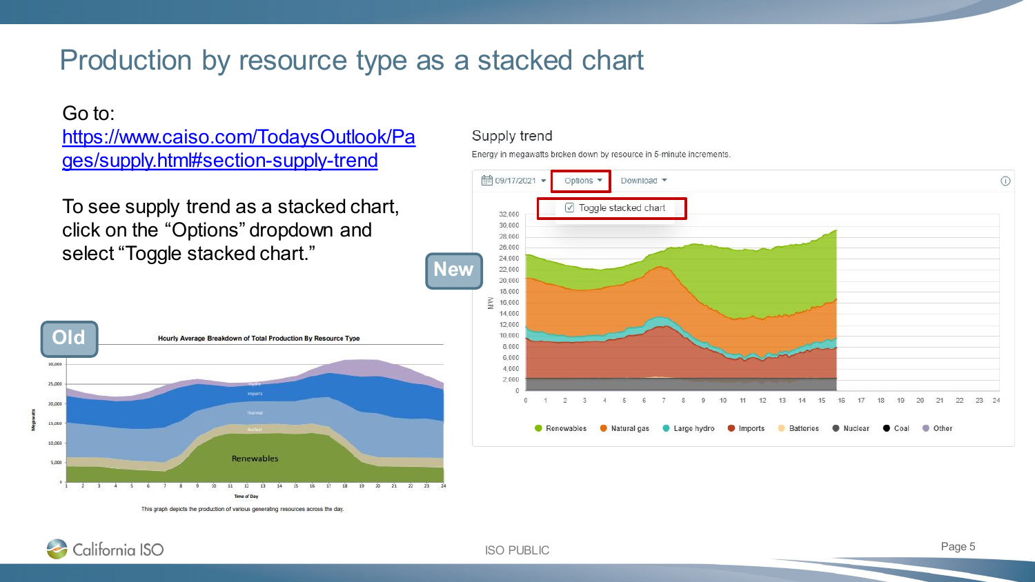# Production by resource type as a stacked chart

Go to:
[https://www.caiso.com/TodaysOutlook/Pages/supply.html#section-supply-trend](https://www.caiso.com/TodaysOutlook/Pages/supply.html#section-supply-trend)

To see supply trend as a stacked chart, click on the “Options” dropdown and select “Toggle stacked chart.”

New

Supply trend

Energy in megawatts broken down by resource in 5-minute increments.

09/17/2021 Options Download

Toggle stacked chart

MW

32,000
30,000
28,000
26,000
24,000
22,000
20,000
18,000
16,000
14,000
12,000
10,000
8,000
6,000
4,000
2,000
0

0 1 2 3 4 5 6 7 8 9 10 11 12 13 14 15 16 17 18 19 20 21 22 23 24

Renewables Natural gas Large hydro Imports Batteries Nuclear Coal Other

Old

Hourly Average Breakdown of Total Production By Resource Type

Megawatts

30,000
25,000
20,000
15,000
10,000
5,000
0

1 2 3 4 5 6 7 8 9 10 11 12 13 14 15 16 17 18 19 20 21 22 23 24

Time of Day

Hydro
Imports
Thermal
Nuclear
Renewables

This graph depicts the production of various generating resources across the day.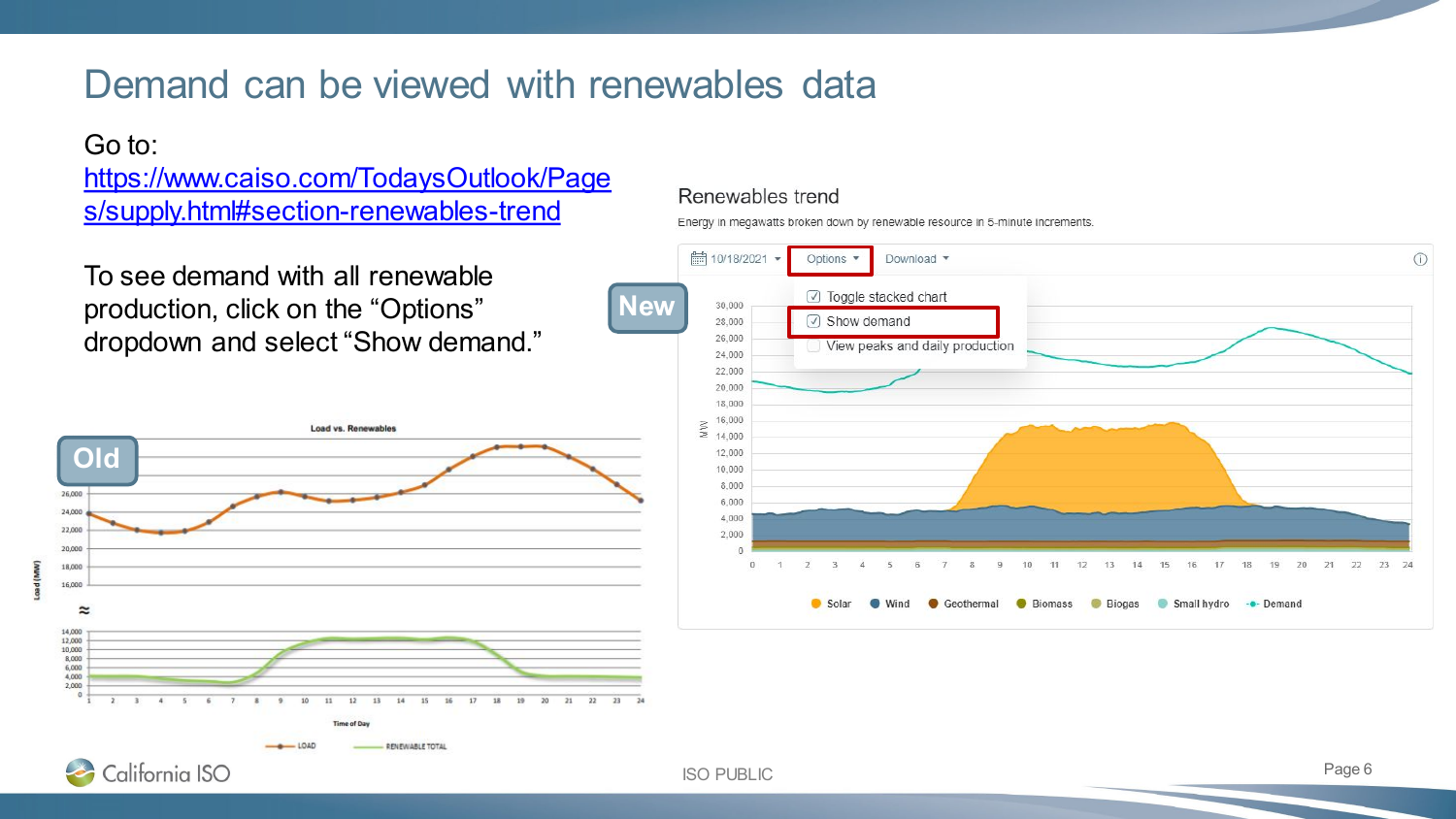# Demand can be viewed with renewables data

Go to:
[https://www.caiso.com/TodaysOutlook/Pages/supply.html#section-renewables-trend](https://www.caiso.com/TodaysOutlook/Pages/supply.html#section-renewables-trend)

To see demand with all renewable production, click on the "Options" dropdown and select "Show demand."

New

Renewables trend

Energy in megawatts broken down by renewable resource in 5-minute increments.

10/18/2021 Options Download

Toggle stacked chart

Show demand

View peaks and daily production

MW

30,000
28,000
26,000
24,000
22,000
20,000
18,000
16,000
14,000
12,000
10,000
8,000
6,000
4,000
2,000
0

0 1 2 3 4 5 6 7 8 9 10 11 12 13 14 15 16 17 18 19 20 21 22 23 24

Solar Wind Geothermal Biomass Biogas Small hydro Demand

Old

Load vs. Renewables

Load (MW)

26,000
24,000
22,000
20,000
18,000
16,000

14,000
12,000
10,000
8,000
6,000
4,000
2,000
0

1 2 3 4 5 6 7 8 9 10 11 12 13 14 15 16 17 18 19 20 21 22 23 24

Time of Day

LOAD RENEWABLE TOTAL

ISO PUBLIC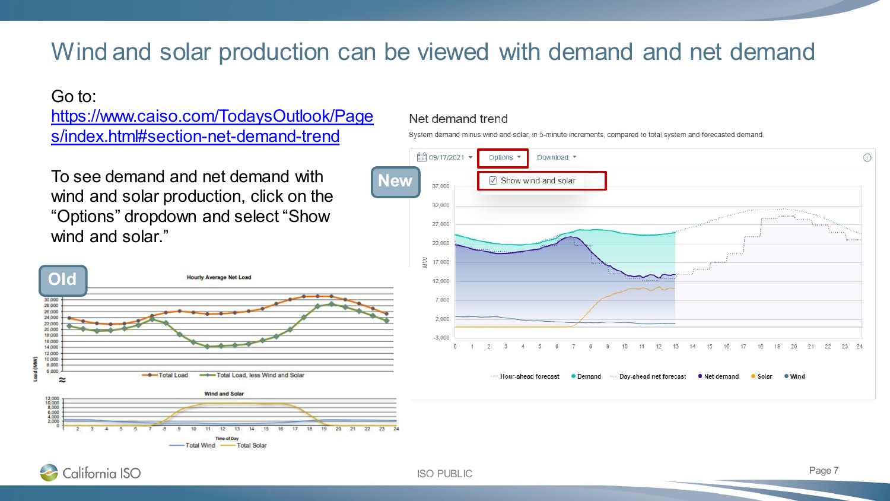# Wind and solar production can be viewed with demand and net demand

Go to:
[https://www.caiso.com/TodaysOutlook/Pages/index.html#section-net-demand-trend](https://www.caiso.com/TodaysOutlook/Pages/index.html#section-net-demand-trend)

To see demand and net demand with wind and solar production, click on the “Options” dropdown and select “Show wind and solar.”

New

Net demand trend

System demand minus wind and solar, in 5-minute increments, compared to total system and forecasted demand.

09/17/2021 Options Download

Show wind and solar

MW

37,000
32,000
27,000
22,000
17,000
12,000
7,000
2,000
-3,000

0 1 2 3 4 5 6 7 8 9 10 11 12 13 14 15 16 17 18 19 20 21 22 23 24

Hour-ahead forecast · Demand · Day-ahead net forecast · Net demand · Solar · Wind

Old

Hourly Average Net Load

Load (MW)

30,000
28,000
26,000
24,000
22,000
20,000
18,000
16,000
14,000
12,000
10,000
8,000
6,000

Total Load · Total Load, less Wind and Solar

Wind and Solar

12,000
10,000
8,000
6,000
4,000
2,000
0

1 2 3 4 5 6 7 8 9 10 11 12 13 14 15 16 17 18 19 20 21 22 23 24

Time of Day

Total Wind · Total Solar

ISO PUBLIC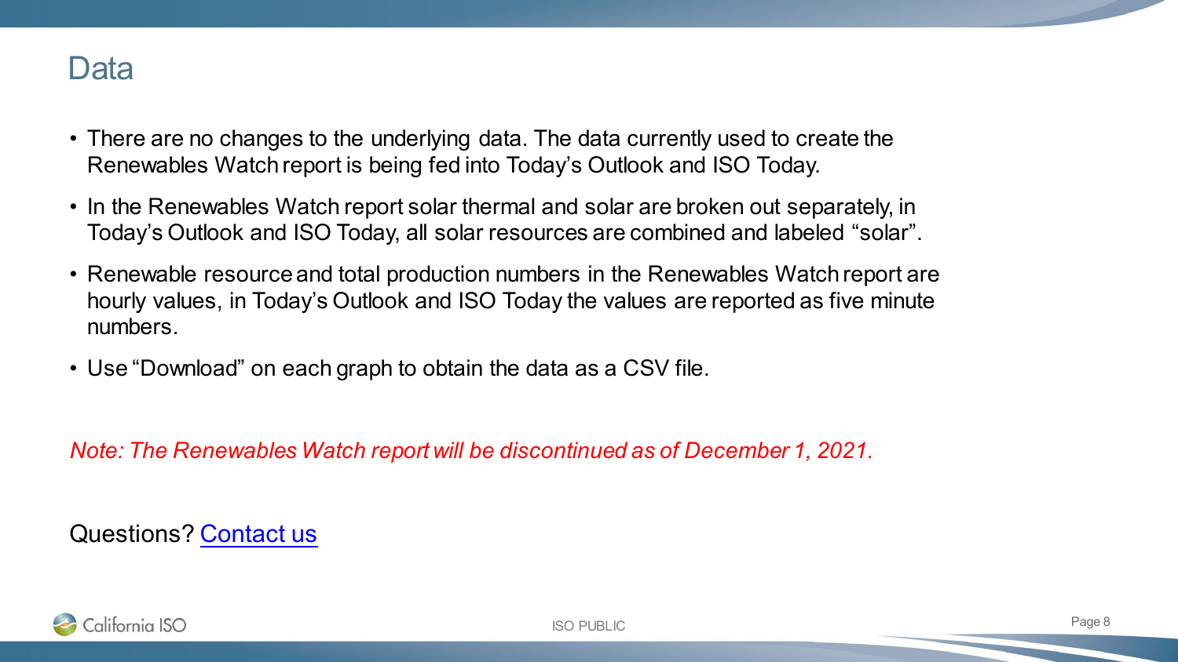# Data

- There are no changes to the underlying data. The data currently used to create the Renewables Watch report is being fed into Today's Outlook and ISO Today.
- In the Renewables Watch report solar thermal and solar are broken out separately, in Today's Outlook and ISO Today, all solar resources are combined and labeled "solar".
- Renewable resource and total production numbers in the Renewables Watch report are hourly values, in Today's Outlook and ISO Today the values are reported as five minute numbers.
- Use "Download" on each graph to obtain the data as a CSV file.

*Note: The Renewables Watch report will be discontinued as of December 1, 2021.*

Questions? Contact us